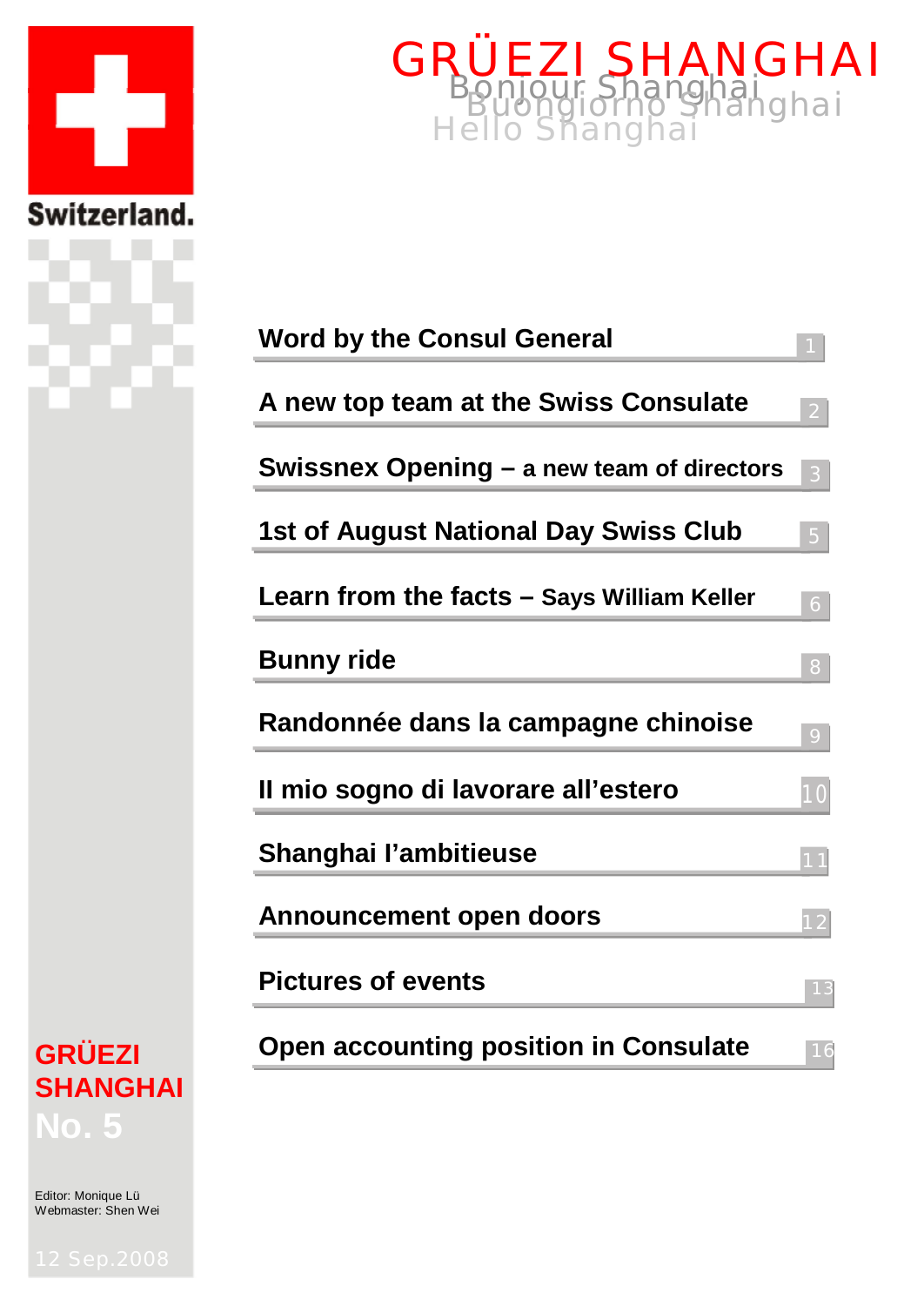# GRÜEZI SHANGHAI

Bonjour Shanghai
Buongiorno Shanghai
Hello Shanghai

Switzerland.

| | |
|---|---|
| Word by the Consul General | 1 |
| A new top team at the Swiss Consulate | 2 |
| Swissnex Opening – a new team of directors | 3 |
| 1st of August National Day Swiss Club | 5 |
| Learn from the facts – Says William Keller | 6 |
| Bunny ride | 8 |
| Randonnée dans la campagne chinoise | 9 |
| Il mio sogno di lavorare all’estero | 10 |
| Shanghai l’ambitieuse | 11 |
| Announcement open doors | 12 |
| Pictures of events | 13 |
| Open accounting position in Consulate | 16 |

**GRÜEZI SHANGHAI**
**No. 5**

Editor: Monique Lü
Webmaster: Shen Wei

12 Sep.2008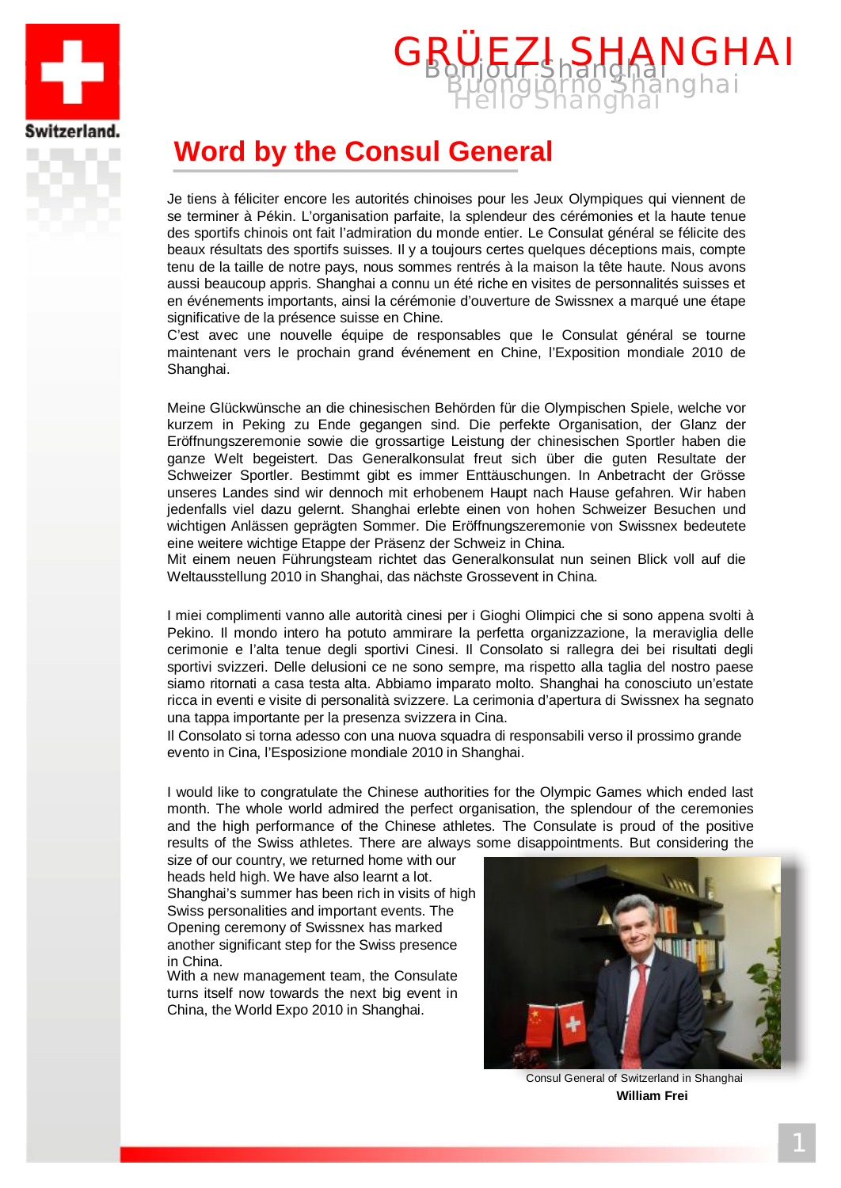# GRÜEZI SHANGHAI

Bonjour Shanghai
Buongiorno Shanghai
Hello Shanghai

## Word by the Consul General

Je tiens à féliciter encore les autorités chinoises pour les Jeux Olympiques qui viennent de se terminer à Pékin. L'organisation parfaite, la splendeur des cérémonies et la haute tenue des sportifs chinois ont fait l'admiration du monde entier. Le Consulat général se félicite des beaux résultats des sportifs suisses. Il y a toujours certes quelques déceptions mais, compte tenu de la taille de notre pays, nous sommes rentrés à la maison la tête haute. Nous avons aussi beaucoup appris. Shanghai a connu un été riche en visites de personnalités suisses et en événements importants, ainsi la cérémonie d'ouverture de Swissnex a marqué une étape significative de la présence suisse en Chine.
C'est avec une nouvelle équipe de responsables que le Consulat général se tourne maintenant vers le prochain grand événement en Chine, l'Exposition mondiale 2010 de Shanghai.

Meine Glückwünsche an die chinesischen Behörden für die Olympischen Spiele, welche vor kurzem in Peking zu Ende gegangen sind. Die perfekte Organisation, der Glanz der Eröffnungszeremonie sowie die grossartige Leistung der chinesischen Sportler haben die ganze Welt begeistert. Das Generalkonsulat freut sich über die guten Resultate der Schweizer Sportler. Bestimmt gibt es immer Enttäuschungen. In Anbetracht der Grösse unseres Landes sind wir dennoch mit erhobenem Haupt nach Hause gefahren. Wir haben jedenfalls viel dazu gelernt. Shanghai erlebte einen von hohen Schweizer Besuchen und wichtigen Anlässen geprägten Sommer. Die Eröffnungszeremonie von Swissnex bedeutete eine weitere wichtige Etappe der Präsenz der Schweiz in China.
Mit einem neuen Führungsteam richtet das Generalkonsulat nun seinen Blick voll auf die Weltausstellung 2010 in Shanghai, das nächste Grossevent in China.

I miei complimenti vanno alle autorità cinesi per i Gioghi Olimpici che si sono appena svolti à Pekino. Il mondo intero ha potuto ammirare la perfetta organizzazione, la meraviglia delle cerimonie e l'alta tenue degli sportivi Cinesi. Il Consolato si rallegra dei bei risultati degli sportivi svizzeri. Delle delusioni ce ne sono sempre, ma rispetto alla taglia del nostro paese siamo ritornati a casa testa alta. Abbiamo imparato molto. Shanghai ha conosciuto un'estate ricca in eventi e visite di personalità svizzere. La cerimonia d'apertura di Swissnex ha segnato una tappa importante per la presenza svizzera in Cina.
Il Consolato si torna adesso con una nuova squadra di responsabili verso il prossimo grande evento in Cina, l'Esposizione mondiale 2010 in Shanghai.

I would like to congratulate the Chinese authorities for the Olympic Games which ended last month. The whole world admired the perfect organisation, the splendour of the ceremonies and the high performance of the Chinese athletes. The Consulate is proud of the positive results of the Swiss athletes. There are always some disappointments. But considering the size of our country, we returned home with our heads held high. We have also learnt a lot.
Shanghai's summer has been rich in visits of high Swiss personalities and important events. The Opening ceremony of Swissnex has marked another significant step for the Swiss presence in China.
With a new management team, the Consulate turns itself now towards the next big event in China, the World Expo 2010 in Shanghai.

Consul General of Switzerland in Shanghai
**William Frei**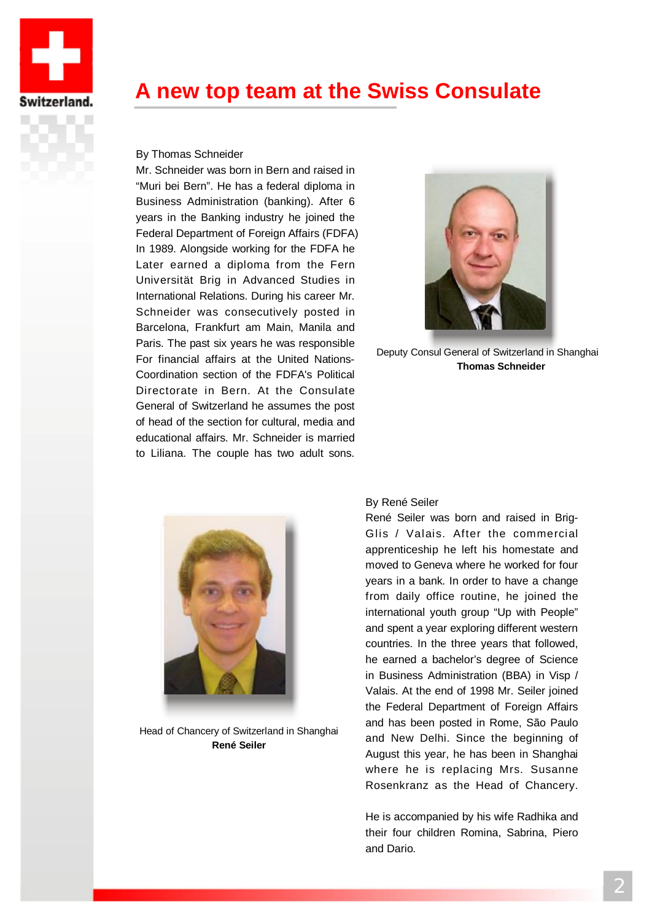# A new top team at the Swiss Consulate

By Thomas Schneider

Mr. Schneider was born in Bern and raised in "Muri bei Bern". He has a federal diploma in Business Administration (banking). After 6 years in the Banking industry he joined the Federal Department of Foreign Affairs (FDFA) In 1989. Alongside working for the FDFA he Later earned a diploma from the Fern Universität Brig in Advanced Studies in International Relations. During his career Mr. Schneider was consecutively posted in Barcelona, Frankfurt am Main, Manila and Paris. The past six years he was responsible For financial affairs at the United Nations-Coordination section of the FDFA's Political Directorate in Bern. At the Consulate General of Switzerland he assumes the post of head of the section for cultural, media and educational affairs. Mr. Schneider is married to Liliana. The couple has two adult sons.

Deputy Consul General of Switzerland in Shanghai
**Thomas Schneider**

By René Seiler

René Seiler was born and raised in Brig-Glis / Valais. After the commercial apprenticeship he left his homestate and moved to Geneva where he worked for four years in a bank. In order to have a change from daily office routine, he joined the international youth group "Up with People" and spent a year exploring different western countries. In the three years that followed, he earned a bachelor's degree of Science in Business Administration (BBA) in Visp / Valais. At the end of 1998 Mr. Seiler joined the Federal Department of Foreign Affairs and has been posted in Rome, São Paulo and New Delhi. Since the beginning of August this year, he has been in Shanghai where he is replacing Mrs. Susanne Rosenkranz as the Head of Chancery.

He is accompanied by his wife Radhika and their four children Romina, Sabrina, Piero and Dario.

Head of Chancery of Switzerland in Shanghai
**René Seiler**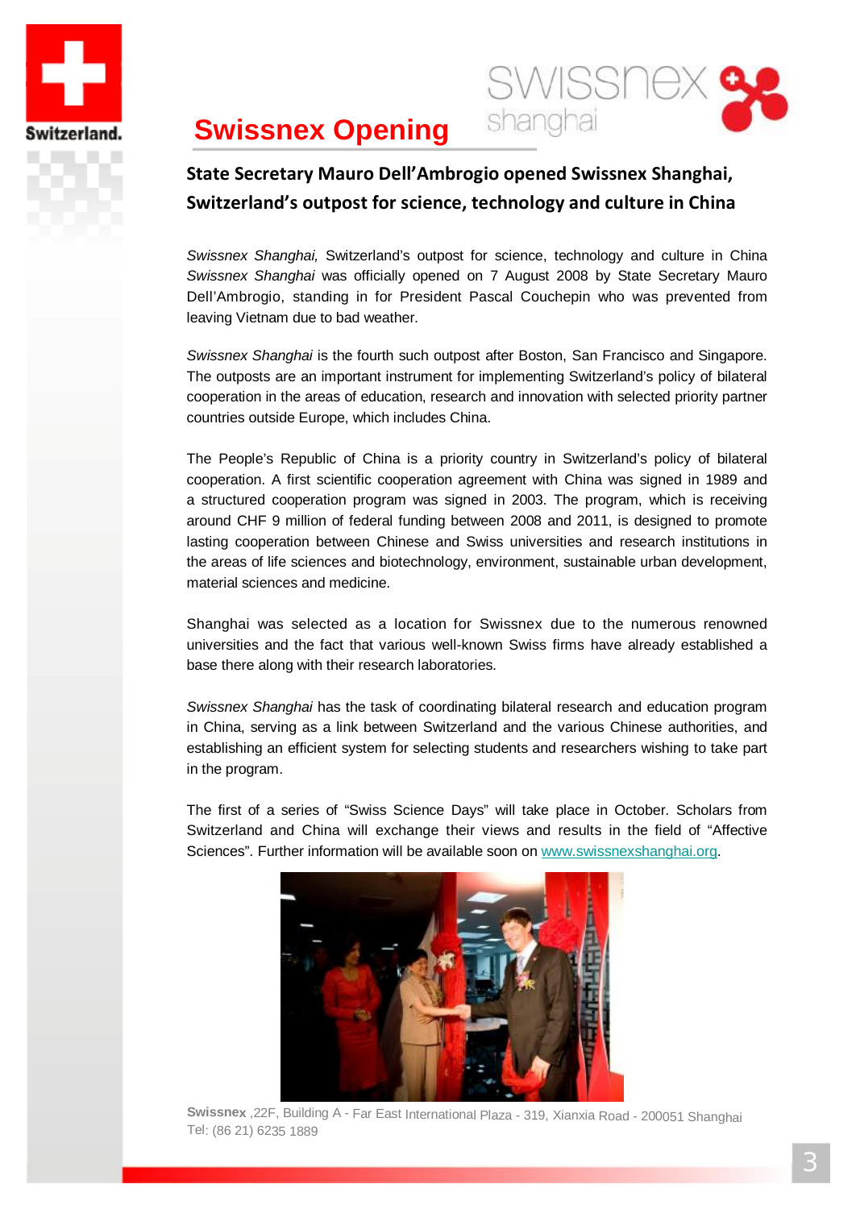# Swissnex Opening

### State Secretary Mauro Dell'Ambrogio opened Swissnex Shanghai, Switzerland's outpost for science, technology and culture in China

*Swissnex Shanghai,* Switzerland's outpost for science, technology and culture in China *Swissnex Shanghai* was officially opened on 7 August 2008 by State Secretary Mauro Dell'Ambrogio, standing in for President Pascal Couchepin who was prevented from leaving Vietnam due to bad weather.

*Swissnex Shanghai* is the fourth such outpost after Boston, San Francisco and Singapore. The outposts are an important instrument for implementing Switzerland's policy of bilateral cooperation in the areas of education, research and innovation with selected priority partner countries outside Europe, which includes China.

The People's Republic of China is a priority country in Switzerland's policy of bilateral cooperation. A first scientific cooperation agreement with China was signed in 1989 and a structured cooperation program was signed in 2003. The program, which is receiving around CHF 9 million of federal funding between 2008 and 2011, is designed to promote lasting cooperation between Chinese and Swiss universities and research institutions in the areas of life sciences and biotechnology, environment, sustainable urban development, material sciences and medicine.

Shanghai was selected as a location for Swissnex due to the numerous renowned universities and the fact that various well-known Swiss firms have already established a base there along with their research laboratories.

*Swissnex Shanghai* has the task of coordinating bilateral research and education program in China, serving as a link between Switzerland and the various Chinese authorities, and establishing an efficient system for selecting students and researchers wishing to take part in the program.

The first of a series of "Swiss Science Days" will take place in October. Scholars from Switzerland and China will exchange their views and results in the field of "Affective Sciences". Further information will be available soon on www.swissnexshanghai.org.

**Swissnex** ,22F, Building A - Far East International Plaza - 319, Xianxia Road - 200051 Shanghai
Tel: (86 21) 6235 1889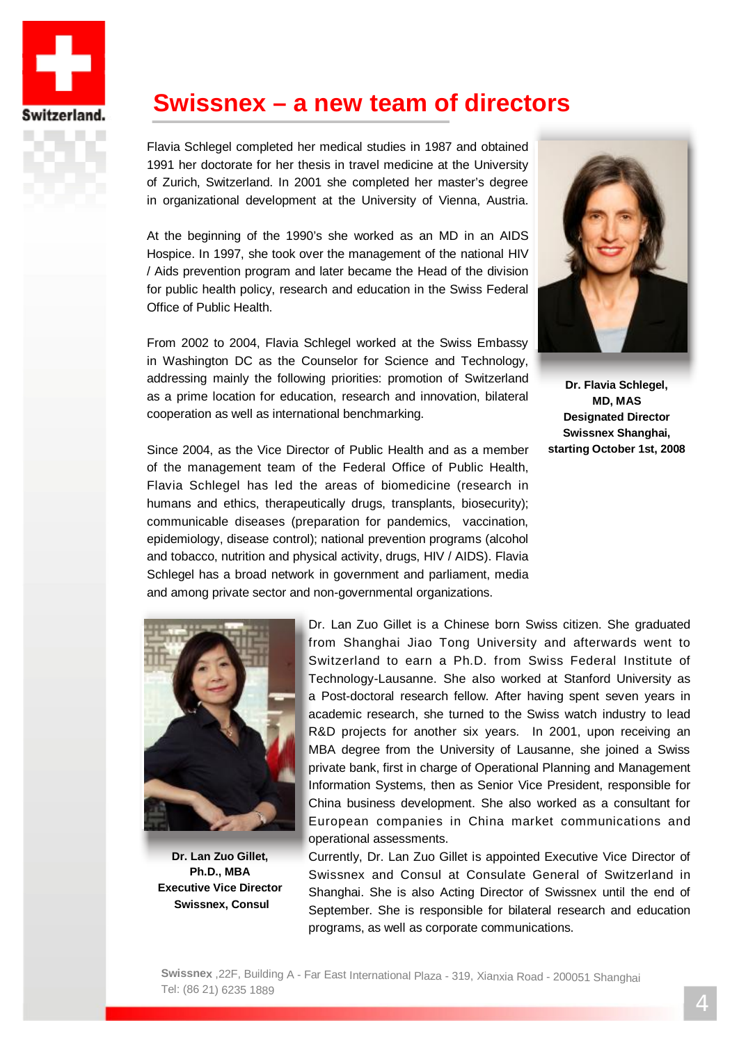# Swissnex – a new team of directors

Flavia Schlegel completed her medical studies in 1987 and obtained 1991 her doctorate for her thesis in travel medicine at the University of Zurich, Switzerland. In 2001 she completed her master's degree in organizational development at the University of Vienna, Austria.

At the beginning of the 1990's she worked as an MD in an AIDS Hospice. In 1997, she took over the management of the national HIV / Aids prevention program and later became the Head of the division for public health policy, research and education in the Swiss Federal Office of Public Health.

From 2002 to 2004, Flavia Schlegel worked at the Swiss Embassy in Washington DC as the Counselor for Science and Technology, addressing mainly the following priorities: promotion of Switzerland as a prime location for education, research and innovation, bilateral cooperation as well as international benchmarking.

Since 2004, as the Vice Director of Public Health and as a member of the management team of the Federal Office of Public Health, Flavia Schlegel has led the areas of biomedicine (research in humans and ethics, therapeutically drugs, transplants, biosecurity); communicable diseases (preparation for pandemics, vaccination, epidemiology, disease control); national prevention programs (alcohol and tobacco, nutrition and physical activity, drugs, HIV / AIDS). Flavia Schlegel has a broad network in government and parliament, media and among private sector and non-governmental organizations.

**Dr. Flavia Schlegel, MD, MAS**
**Designated Director Swissnex Shanghai, starting October 1st, 2008**

Dr. Lan Zuo Gillet is a Chinese born Swiss citizen. She graduated from Shanghai Jiao Tong University and afterwards went to Switzerland to earn a Ph.D. from Swiss Federal Institute of Technology-Lausanne. She also worked at Stanford University as a Post-doctoral research fellow. After having spent seven years in academic research, she turned to the Swiss watch industry to lead R&D projects for another six years. In 2001, upon receiving an MBA degree from the University of Lausanne, she joined a Swiss private bank, first in charge of Operational Planning and Management Information Systems, then as Senior Vice President, responsible for China business development. She also worked as a consultant for European companies in China market communications and operational assessments.

Currently, Dr. Lan Zuo Gillet is appointed Executive Vice Director of Swissnex and Consul at Consulate General of Switzerland in Shanghai. She is also Acting Director of Swissnex until the end of September. She is responsible for bilateral research and education programs, as well as corporate communications.

**Dr. Lan Zuo Gillet, Ph.D., MBA**
**Executive Vice Director Swissnex, Consul**

**Swissnex** ,22F, Building A - Far East International Plaza - 319, Xianxia Road - 200051 Shanghai
Tel: (86 21) 6235 1889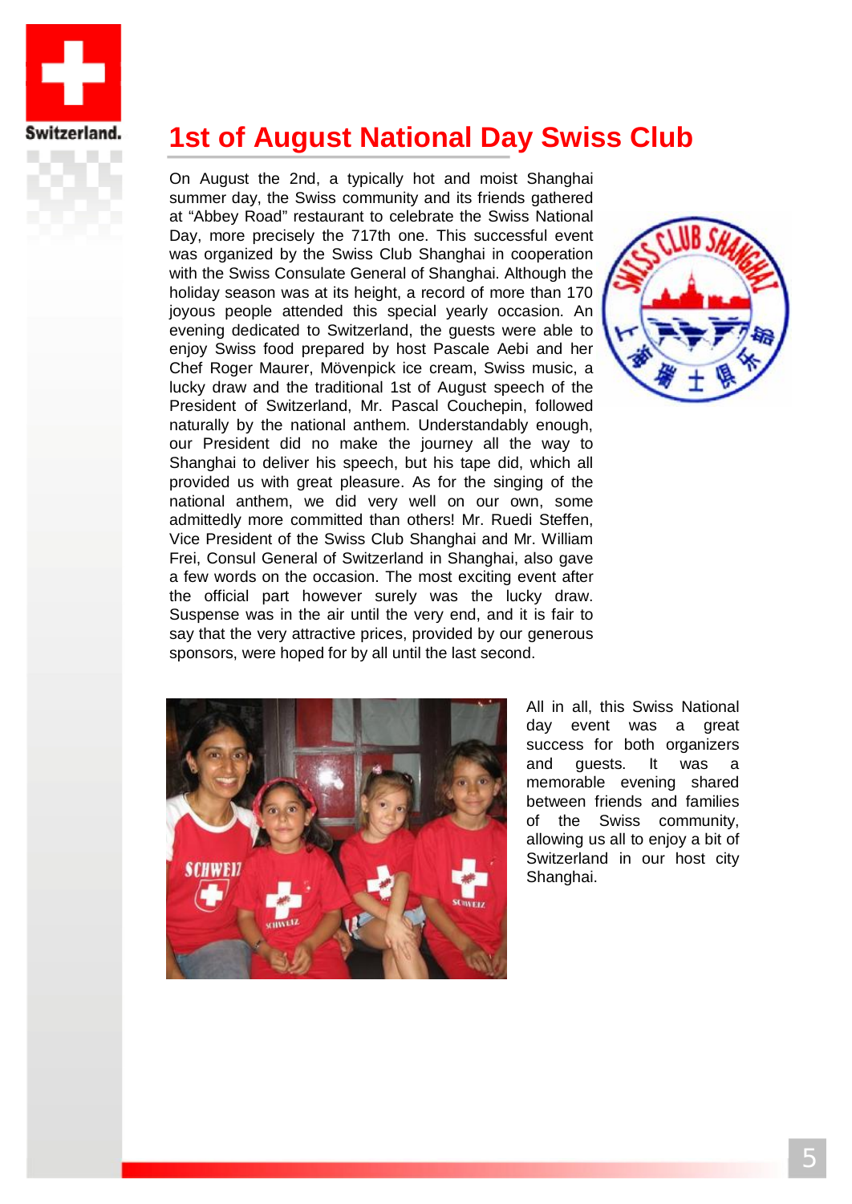# 1st of August National Day Swiss Club

On August the 2nd, a typically hot and moist Shanghai summer day, the Swiss community and its friends gathered at “Abbey Road” restaurant to celebrate the Swiss National Day, more precisely the 717th one. This successful event was organized by the Swiss Club Shanghai in cooperation with the Swiss Consulate General of Shanghai. Although the holiday season was at its height, a record of more than 170 joyous people attended this special yearly occasion. An evening dedicated to Switzerland, the guests were able to enjoy Swiss food prepared by host Pascale Aebi and her Chef Roger Maurer, Mövenpick ice cream, Swiss music, a lucky draw and the traditional 1st of August speech of the President of Switzerland, Mr. Pascal Couchepin, followed naturally by the national anthem. Understandably enough, our President did no make the journey all the way to Shanghai to deliver his speech, but his tape did, which all provided us with great pleasure. As for the singing of the national anthem, we did very well on our own, some admittedly more committed than others! Mr. Ruedi Steffen, Vice President of the Swiss Club Shanghai and Mr. William Frei, Consul General of Switzerland in Shanghai, also gave a few words on the occasion. The most exciting event after the official part however surely was the lucky draw. Suspense was in the air until the very end, and it is fair to say that the very attractive prices, provided by our generous sponsors, were hoped for by all until the last second.

All in all, this Swiss National day event was a great success for both organizers and guests. It was a memorable evening shared between friends and families of the Swiss community, allowing us all to enjoy a bit of Switzerland in our host city Shanghai.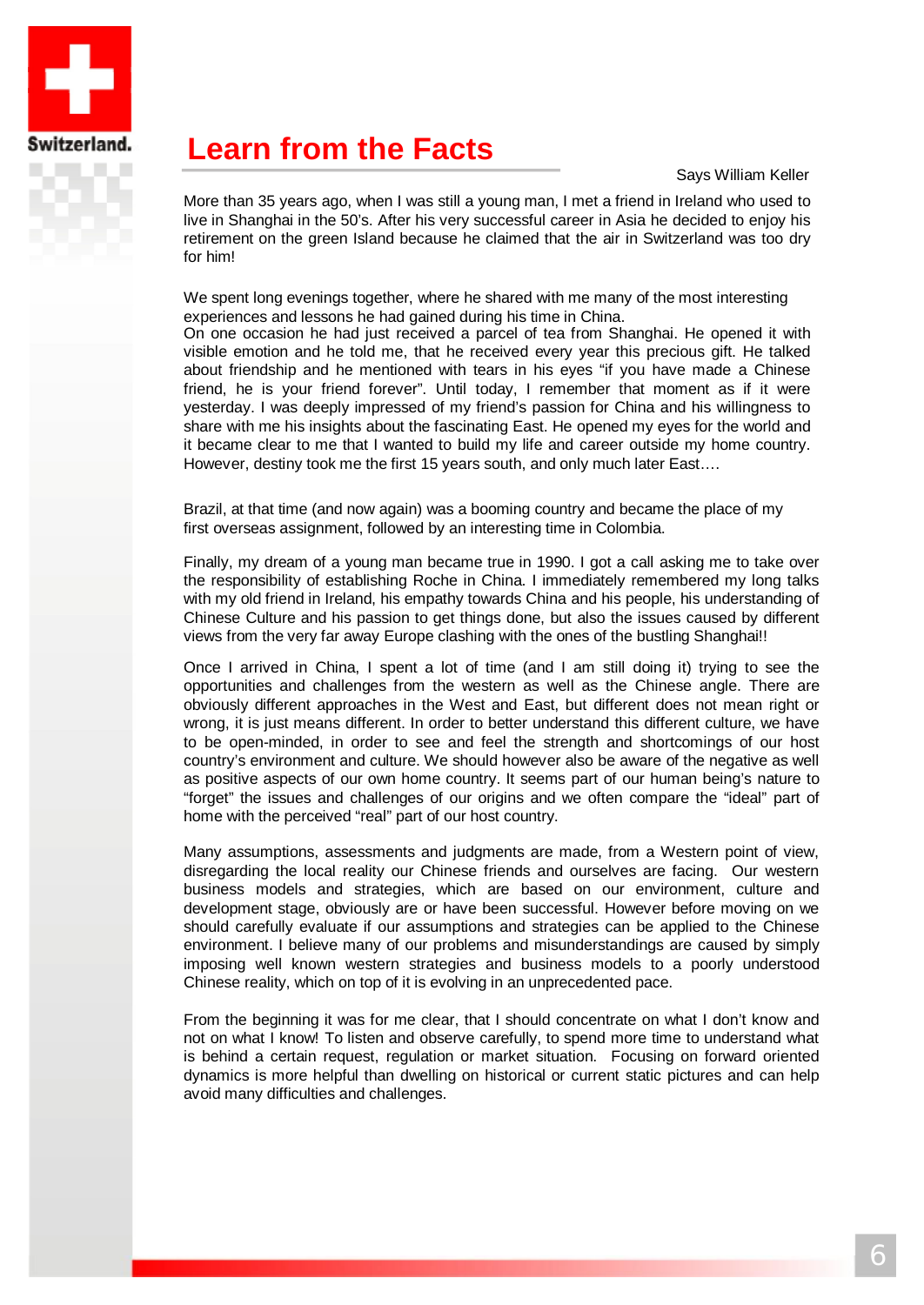# Learn from the Facts

Says William Keller

More than 35 years ago, when I was still a young man, I met a friend in Ireland who used to live in Shanghai in the 50's. After his very successful career in Asia he decided to enjoy his retirement on the green Island because he claimed that the air in Switzerland was too dry for him!

We spent long evenings together, where he shared with me many of the most interesting experiences and lessons he had gained during his time in China.
On one occasion he had just received a parcel of tea from Shanghai. He opened it with visible emotion and he told me, that he received every year this precious gift. He talked about friendship and he mentioned with tears in his eyes "if you have made a Chinese friend, he is your friend forever". Until today, I remember that moment as if it were yesterday. I was deeply impressed of my friend's passion for China and his willingness to share with me his insights about the fascinating East. He opened my eyes for the world and it became clear to me that I wanted to build my life and career outside my home country. However, destiny took me the first 15 years south, and only much later East….

Brazil, at that time (and now again) was a booming country and became the place of my first overseas assignment, followed by an interesting time in Colombia.

Finally, my dream of a young man became true in 1990. I got a call asking me to take over the responsibility of establishing Roche in China. I immediately remembered my long talks with my old friend in Ireland, his empathy towards China and his people, his understanding of Chinese Culture and his passion to get things done, but also the issues caused by different views from the very far away Europe clashing with the ones of the bustling Shanghai!!

Once I arrived in China, I spent a lot of time (and I am still doing it) trying to see the opportunities and challenges from the western as well as the Chinese angle. There are obviously different approaches in the West and East, but different does not mean right or wrong, it is just means different. In order to better understand this different culture, we have to be open-minded, in order to see and feel the strength and shortcomings of our host country's environment and culture. We should however also be aware of the negative as well as positive aspects of our own home country. It seems part of our human being's nature to "forget" the issues and challenges of our origins and we often compare the "ideal" part of home with the perceived "real" part of our host country.

Many assumptions, assessments and judgments are made, from a Western point of view, disregarding the local reality our Chinese friends and ourselves are facing. Our western business models and strategies, which are based on our environment, culture and development stage, obviously are or have been successful. However before moving on we should carefully evaluate if our assumptions and strategies can be applied to the Chinese environment. I believe many of our problems and misunderstandings are caused by simply imposing well known western strategies and business models to a poorly understood Chinese reality, which on top of it is evolving in an unprecedented pace.

From the beginning it was for me clear, that I should concentrate on what I don't know and not on what I know! To listen and observe carefully, to spend more time to understand what is behind a certain request, regulation or market situation. Focusing on forward oriented dynamics is more helpful than dwelling on historical or current static pictures and can help avoid many difficulties and challenges.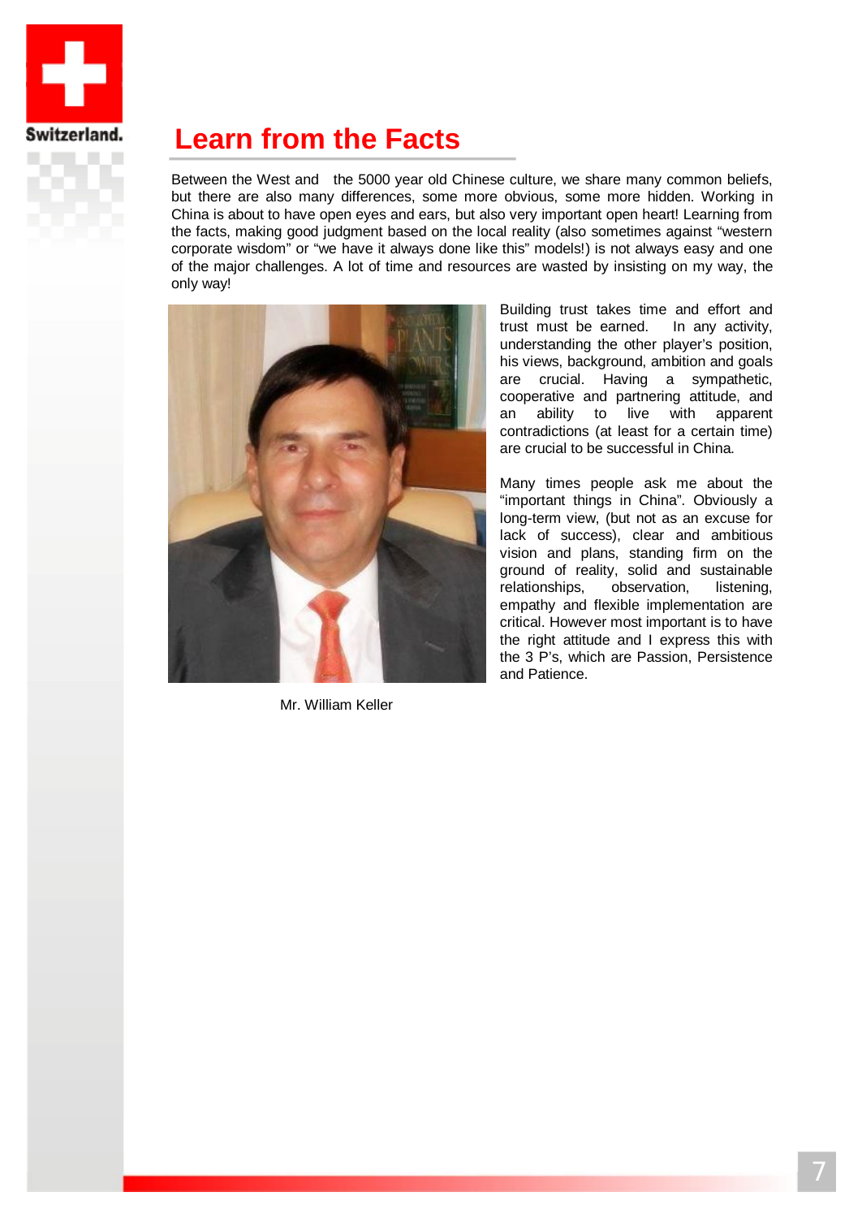# Learn from the Facts

Between the West and the 5000 year old Chinese culture, we share many common beliefs, but there are also many differences, some more obvious, some more hidden. Working in China is about to have open eyes and ears, but also very important open heart! Learning from the facts, making good judgment based on the local reality (also sometimes against "western corporate wisdom" or "we have it always done like this" models!) is not always easy and one of the major challenges. A lot of time and resources are wasted by insisting on my way, the only way!

Mr. William Keller

Building trust takes time and effort and trust must be earned. In any activity, understanding the other player's position, his views, background, ambition and goals are crucial. Having a sympathetic, cooperative and partnering attitude, and an ability to live with apparent contradictions (at least for a certain time) are crucial to be successful in China.

Many times people ask me about the "important things in China". Obviously a long-term view, (but not as an excuse for lack of success), clear and ambitious vision and plans, standing firm on the ground of reality, solid and sustainable relationships, observation, listening, empathy and flexible implementation are critical. However most important is to have the right attitude and I express this with the 3 P's, which are Passion, Persistence and Patience.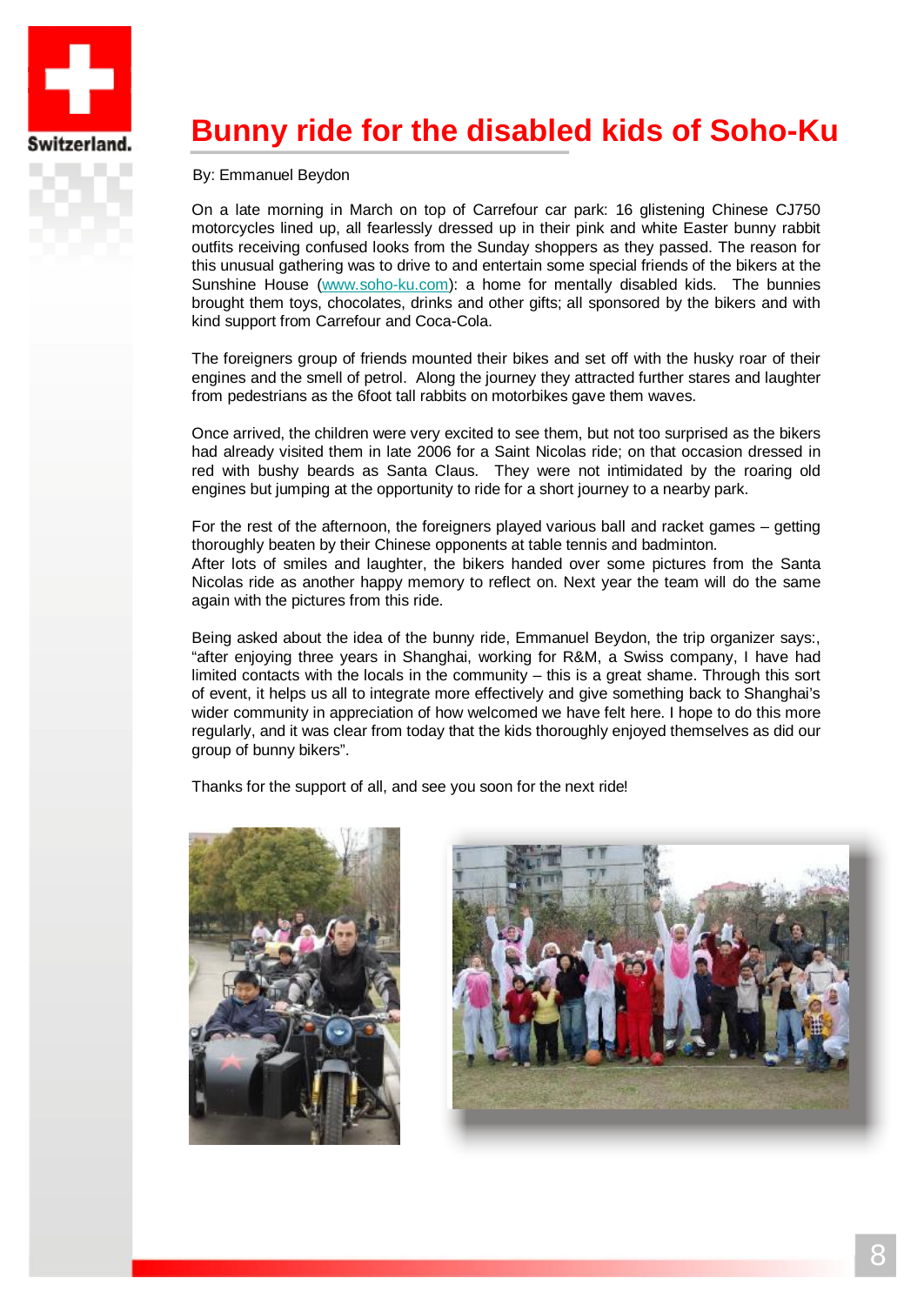# Bunny ride for the disabled kids of Soho-Ku

By: Emmanuel Beydon

On a late morning in March on top of Carrefour car park: 16 glistening Chinese CJ750 motorcycles lined up, all fearlessly dressed up in their pink and white Easter bunny rabbit outfits receiving confused looks from the Sunday shoppers as they passed. The reason for this unusual gathering was to drive to and entertain some special friends of the bikers at the Sunshine House (www.soho-ku.com): a home for mentally disabled kids. The bunnies brought them toys, chocolates, drinks and other gifts; all sponsored by the bikers and with kind support from Carrefour and Coca-Cola.

The foreigners group of friends mounted their bikes and set off with the husky roar of their engines and the smell of petrol. Along the journey they attracted further stares and laughter from pedestrians as the 6foot tall rabbits on motorbikes gave them waves.

Once arrived, the children were very excited to see them, but not too surprised as the bikers had already visited them in late 2006 for a Saint Nicolas ride; on that occasion dressed in red with bushy beards as Santa Claus. They were not intimidated by the roaring old engines but jumping at the opportunity to ride for a short journey to a nearby park.

For the rest of the afternoon, the foreigners played various ball and racket games – getting thoroughly beaten by their Chinese opponents at table tennis and badminton.
After lots of smiles and laughter, the bikers handed over some pictures from the Santa Nicolas ride as another happy memory to reflect on. Next year the team will do the same again with the pictures from this ride.

Being asked about the idea of the bunny ride, Emmanuel Beydon, the trip organizer says:, "after enjoying three years in Shanghai, working for R&M, a Swiss company, I have had limited contacts with the locals in the community – this is a great shame. Through this sort of event, it helps us all to integrate more effectively and give something back to Shanghai's wider community in appreciation of how welcomed we have felt here. I hope to do this more regularly, and it was clear from today that the kids thoroughly enjoyed themselves as did our group of bunny bikers".

Thanks for the support of all, and see you soon for the next ride!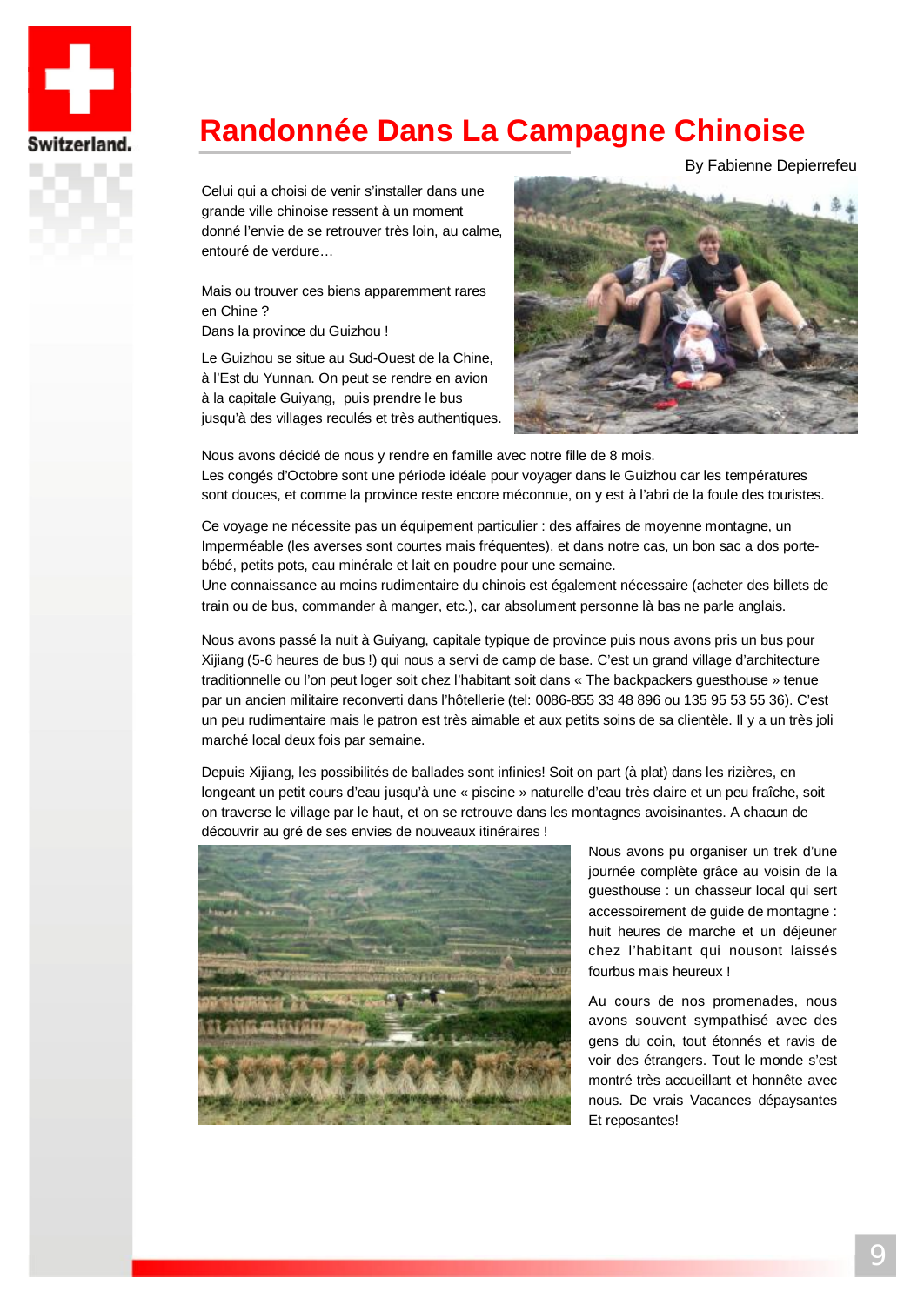# Randonnée Dans La Campagne Chinoise

By Fabienne Depierrefeu

Celui qui a choisi de venir s'installer dans une grande ville chinoise ressent à un moment donné l'envie de se retrouver très loin, au calme, entouré de verdure…

Mais ou trouver ces biens apparemment rares en Chine ?
Dans la province du Guizhou !

Le Guizhou se situe au Sud-Ouest de la Chine, à l'Est du Yunnan. On peut se rendre en avion à la capitale Guiyang, puis prendre le bus jusqu'à des villages reculés et très authentiques.

Nous avons décidé de nous y rendre en famille avec notre fille de 8 mois.
Les congés d'Octobre sont une période idéale pour voyager dans le Guizhou car les températures sont douces, et comme la province reste encore méconnue, on y est à l'abri de la foule des touristes.

Ce voyage ne nécessite pas un équipement particulier : des affaires de moyenne montagne, un Imperméable (les averses sont courtes mais fréquentes), et dans notre cas, un bon sac à dos porte-bébé, petits pots, eau minérale et lait en poudre pour une semaine.
Une connaissance au moins rudimentaire du chinois est également nécessaire (acheter des billets de train ou de bus, commander à manger, etc.), car absolument personne là bas ne parle anglais.

Nous avons passé la nuit à Guiyang, capitale typique de province puis nous avons pris un bus pour Xijiang (5-6 heures de bus !) qui nous a servi de camp de base. C'est un grand village d'architecture traditionnelle ou l'on peut loger soit chez l'habitant soit dans « The backpackers guesthouse » tenue par un ancien militaire reconverti dans l'hôtellerie (tel: 0086-855 33 48 896 ou 135 95 53 55 36). C'est un peu rudimentaire mais le patron est très aimable et aux petits soins de sa clientèle. Il y a un très joli marché local deux fois par semaine.

Depuis Xijiang, les possibilités de ballades sont infinies! Soit on part (à plat) dans les rizières, en longeant un petit cours d'eau jusqu'à une « piscine » naturelle d'eau très claire et un peu fraîche, soit on traverse le village par le haut, et on se retrouve dans les montagnes avoisinantes. A chacun de découvrir au gré de ses envies de nouveaux itinéraires !

Nous avons pu organiser un trek d'une journée complète grâce au voisin de la guesthouse : un chasseur local qui sert accessoirement de guide de montagne : huit heures de marche et un déjeuner chez l'habitant qui nousont laissés fourbus mais heureux !

Au cours de nos promenades, nous avons souvent sympathisé avec des gens du coin, tout étonnés et ravis de voir des étrangers. Tout le monde s'est montré très accueillant et honnête avec nous. De vrais Vacances dépaysantes Et reposantes!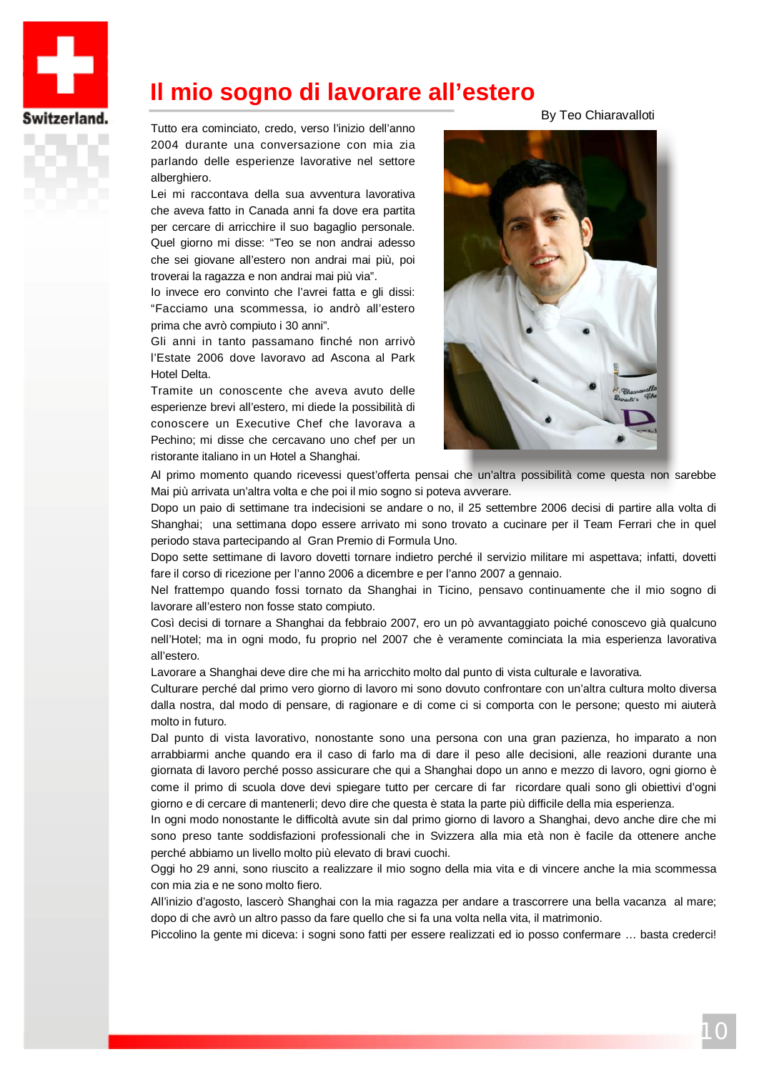# Il mio sogno di lavorare all'estero

By Teo Chiaravalloti

Tutto era cominciato, credo, verso l'inizio dell'anno 2004 durante una conversazione con mia zia parlando delle esperienze lavorative nel settore alberghiero.

Lei mi raccontava della sua avventura lavorativa che aveva fatto in Canada anni fa dove era partita per cercare di arricchire il suo bagaglio personale. Quel giorno mi disse: "Teo se non andrai adesso che sei giovane all'estero non andrai mai più, poi troverai la ragazza e non andrai mai più via".

Io invece ero convinto che l'avrei fatta e gli dissi: "Facciamo una scommessa, io andrò all'estero prima che avrò compiuto i 30 anni".

Gli anni in tanto passamano finché non arrivò l'Estate 2006 dove lavoravo ad Ascona al Park Hotel Delta.

Tramite un conoscente che aveva avuto delle esperienze brevi all'estero, mi diede la possibilità di conoscere un Executive Chef che lavorava a Pechino; mi disse che cercavano uno chef per un ristorante italiano in un Hotel a Shanghai.

Al primo momento quando ricevessi quest'offerta pensai che un'altra possibilità come questa non sarebbe Mai più arrivata un'altra volta e che poi il mio sogno si poteva avverare.

Dopo un paio di settimane tra indecisioni se andare o no, il 25 settembre 2006 decisi di partire alla volta di Shanghai; una settimana dopo essere arrivato mi sono trovato a cucinare per il Team Ferrari che in quel periodo stava partecipando al Gran Premio di Formula Uno.

Dopo sette settimane di lavoro dovetti tornare indietro perché il servizio militare mi aspettava; infatti, dovetti fare il corso di ricezione per l'anno 2006 a dicembre e per l'anno 2007 a gennaio.

Nel frattempo quando fossi tornato da Shanghai in Ticino, pensavo continuamente che il mio sogno di lavorare all'estero non fosse stato compiuto.

Così decisi di tornare a Shanghai da febbraio 2007, ero un pò avvantaggiato poiché conoscevo già qualcuno nell'Hotel; ma in ogni modo, fu proprio nel 2007 che è veramente cominciata la mia esperienza lavorativa all'estero.

Lavorare a Shanghai deve dire che mi ha arricchito molto dal punto di vista culturale e lavorativa.

Culturare perché dal primo vero giorno di lavoro mi sono dovuto confrontare con un'altra cultura molto diversa dalla nostra, dal modo di pensare, di ragionare e di come ci si comporta con le persone; questo mi aiuterà molto in futuro.

Dal punto di vista lavorativo, nonostante sono una persona con una gran pazienza, ho imparato a non arrabbiarmi anche quando era il caso di farlo ma di dare il peso alle decisioni, alle reazioni durante una giornata di lavoro perché posso assicurare che qui a Shanghai dopo un anno e mezzo di lavoro, ogni giorno è come il primo di scuola dove devi spiegare tutto per cercare di far ricordare quali sono gli obiettivi d'ogni giorno e di cercare di mantenerli; devo dire che questa è stata la parte più difficile della mia esperienza.

In ogni modo nonostante le difficoltà avute sin dal primo giorno di lavoro a Shanghai, devo anche dire che mi sono preso tante soddisfazioni professionali che in Svizzera alla mia età non è facile da ottenere anche perché abbiamo un livello molto più elevato di bravi cuochi.

Oggi ho 29 anni, sono riuscito a realizzare il mio sogno della mia vita e di vincere anche la mia scommessa con mia zia e ne sono molto fiero.

All'inizio d'agosto, lascerò Shanghai con la mia ragazza per andare a trascorrere una bella vacanza al mare; dopo di che avrò un altro passo da fare quello che si fa una volta nella vita, il matrimonio.

Piccolino la gente mi diceva: i sogni sono fatti per essere realizzati ed io posso confermare … basta crederci!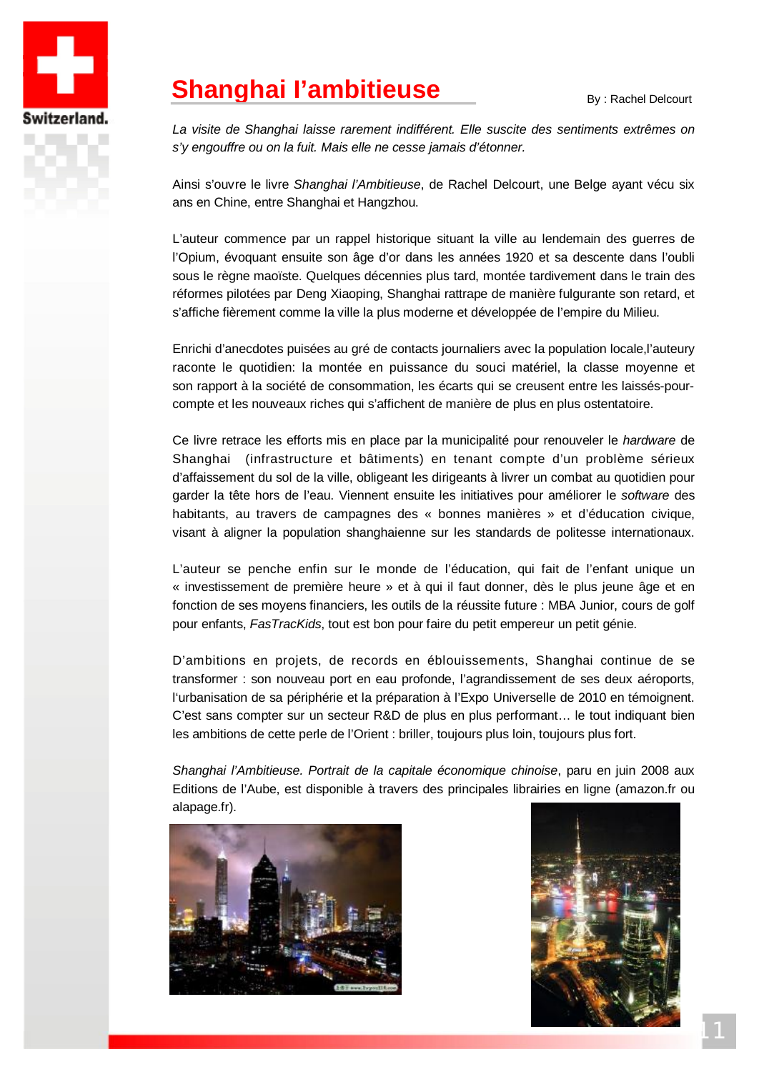# Shanghai l'ambitieuse

By : Rachel Delcourt

*La visite de Shanghai laisse rarement indifférent. Elle suscite des sentiments extrêmes on s'y engouffre ou on la fuit. Mais elle ne cesse jamais d'étonner.*

Ainsi s'ouvre le livre *Shanghai l'Ambitieuse*, de Rachel Delcourt, une Belge ayant vécu six ans en Chine, entre Shanghai et Hangzhou.

L'auteur commence par un rappel historique situant la ville au lendemain des guerres de l'Opium, évoquant ensuite son âge d'or dans les années 1920 et sa descente dans l'oubli sous le règne maoïste. Quelques décennies plus tard, montée tardivement dans le train des réformes pilotées par Deng Xiaoping, Shanghai rattrape de manière fulgurante son retard, et s'affiche fièrement comme la ville la plus moderne et développée de l'empire du Milieu.

Enrichi d'anecdotes puisées au gré de contacts journaliers avec la population locale,l'auteury raconte le quotidien: la montée en puissance du souci matériel, la classe moyenne et son rapport à la société de consommation, les écarts qui se creusent entre les laissés-pour-compte et les nouveaux riches qui s'affichent de manière de plus en plus ostentatoire.

Ce livre retrace les efforts mis en place par la municipalité pour renouveler le *hardware* de Shanghai (infrastructure et bâtiments) en tenant compte d'un problème sérieux d'affaissement du sol de la ville, obligeant les dirigeants à livrer un combat au quotidien pour garder la tête hors de l'eau. Viennent ensuite les initiatives pour améliorer le *software* des habitants, au travers de campagnes des « bonnes manières » et d'éducation civique, visant à aligner la population shanghaienne sur les standards de politesse internationaux.

L'auteur se penche enfin sur le monde de l'éducation, qui fait de l'enfant unique un « investissement de première heure » et à qui il faut donner, dès le plus jeune âge et en fonction de ses moyens financiers, les outils de la réussite future : MBA Junior, cours de golf pour enfants, *FasTracKids*, tout est bon pour faire du petit empereur un petit génie.

D'ambitions en projets, de records en éblouissements, Shanghai continue de se transformer : son nouveau port en eau profonde, l'agrandissement de ses deux aéroports, l'urbanisation de sa périphérie et la préparation à l'Expo Universelle de 2010 en témoignent. C'est sans compter sur un secteur R&D de plus en plus performant… le tout indiquant bien les ambitions de cette perle de l'Orient : briller, toujours plus loin, toujours plus fort.

*Shanghai l'Ambitieuse. Portrait de la capitale économique chinoise*, paru en juin 2008 aux Editions de l'Aube, est disponible à travers des principales librairies en ligne (amazon.fr ou alapage.fr).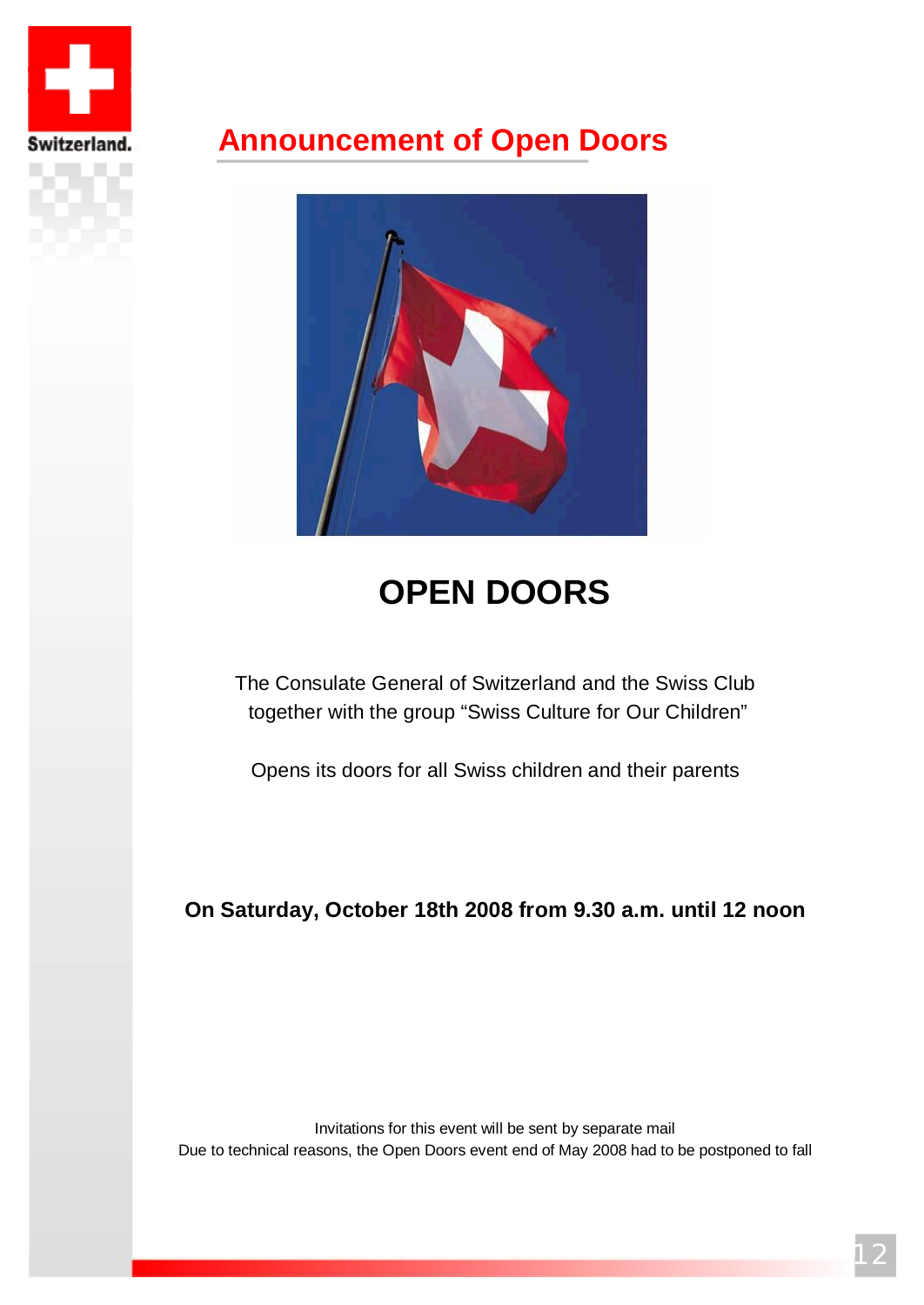# Announcement of Open Doors

## OPEN DOORS

The Consulate General of Switzerland and the Swiss Club together with the group "Swiss Culture for Our Children"

Opens its doors for all Swiss children and their parents

**On Saturday, October 18th 2008 from 9.30 a.m. until 12 noon**

Invitations for this event will be sent by separate mail
Due to technical reasons, the Open Doors event end of May 2008 had to be postponed to fall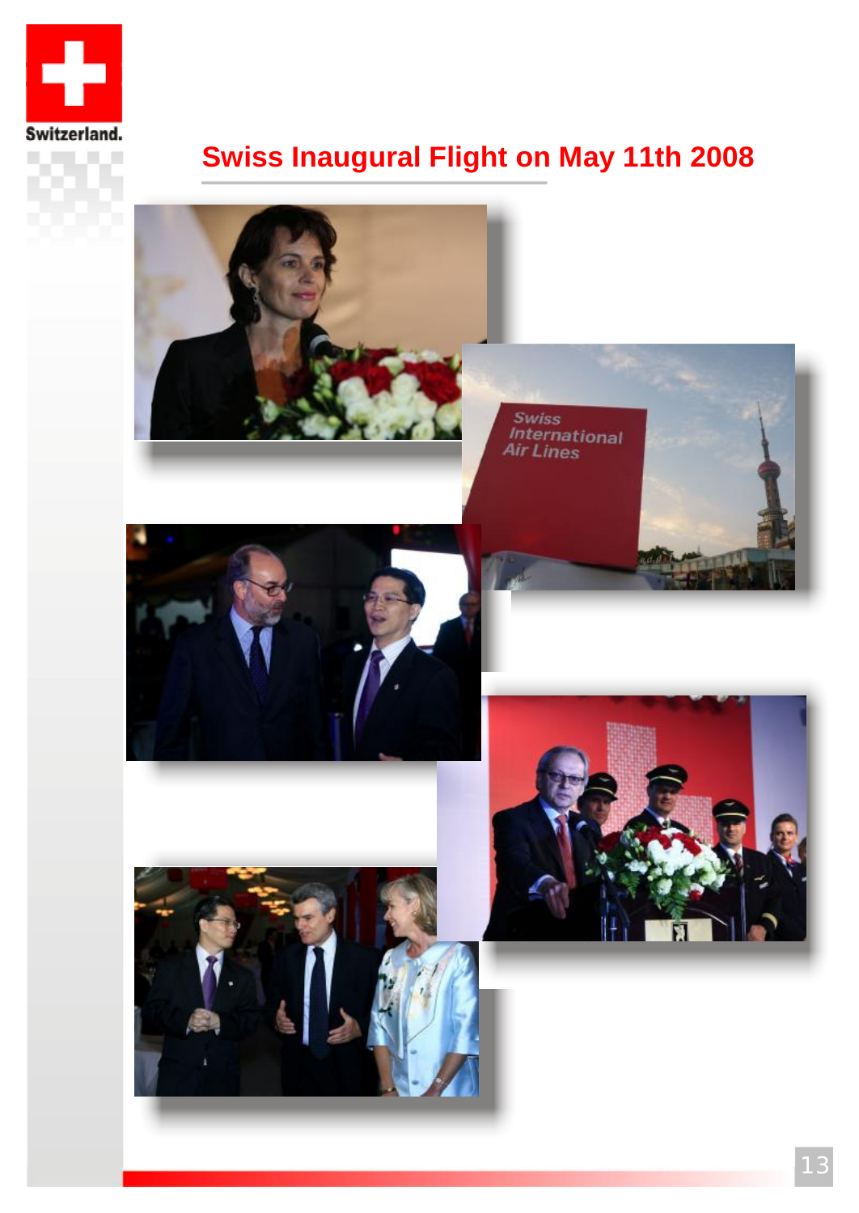# Swiss Inaugural Flight on May 11th 2008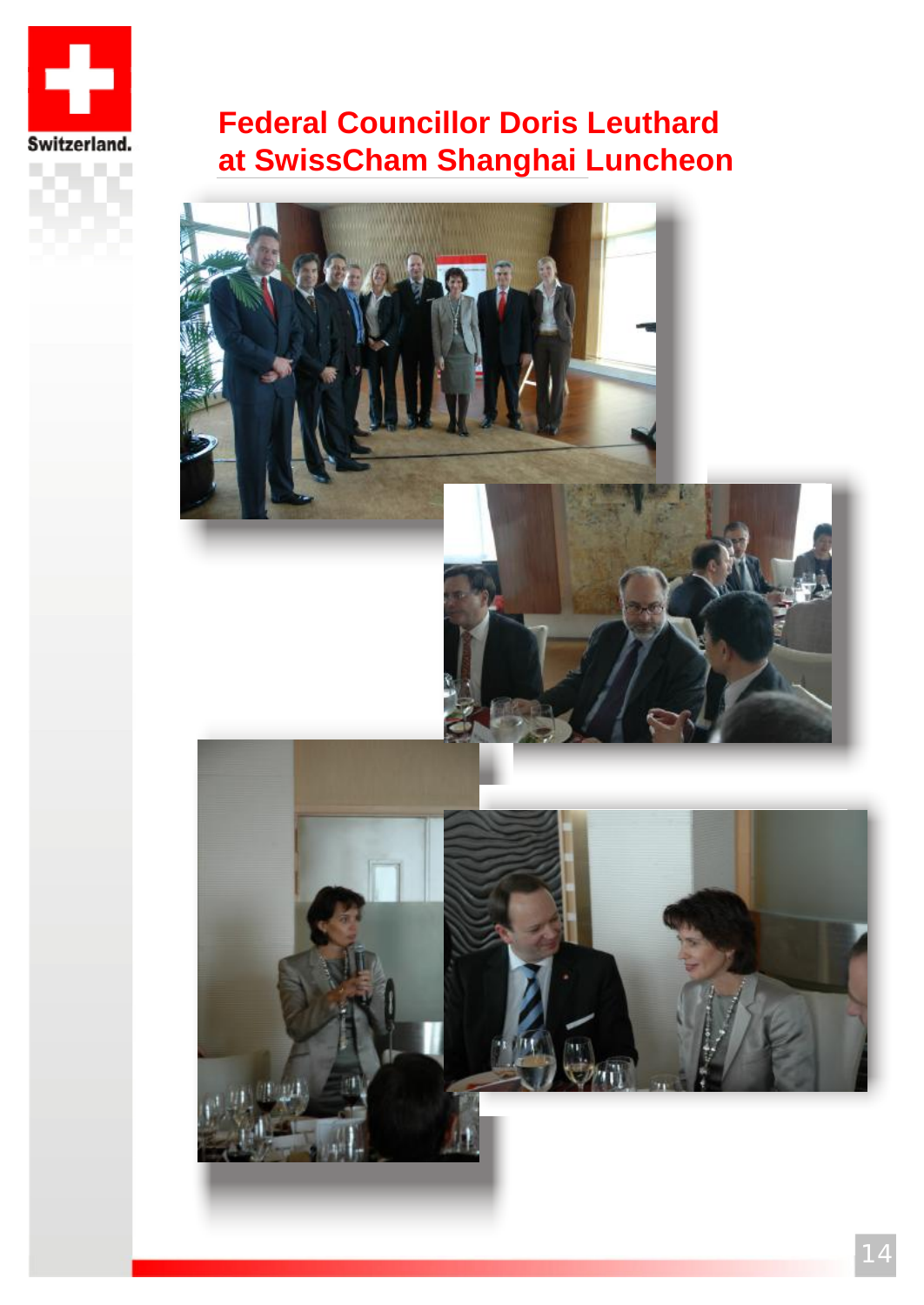# Federal Councillor Doris Leuthard at SwissCham Shanghai Luncheon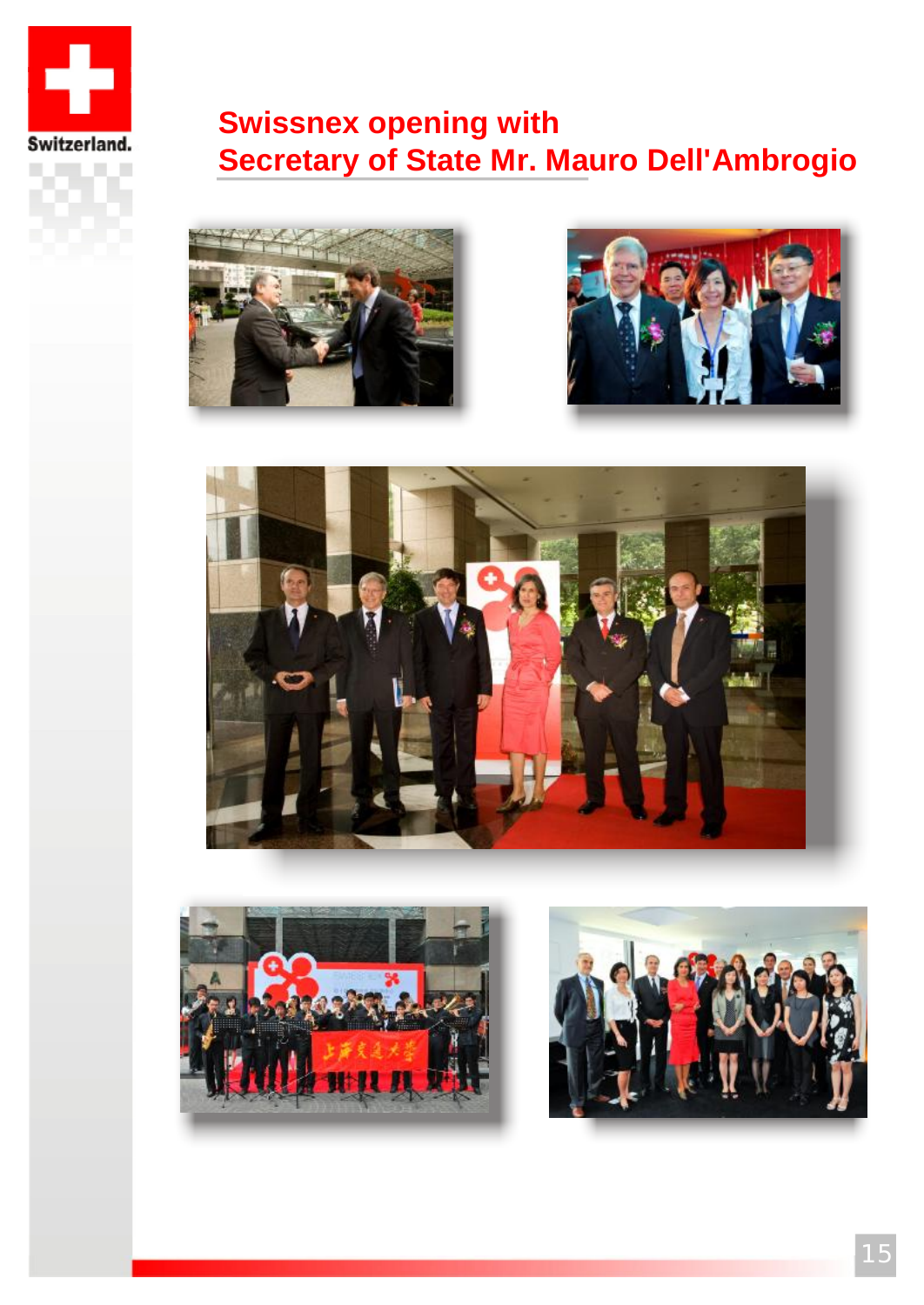## Swissnex opening with Secretary of State Mr. Mauro Dell'Ambrogio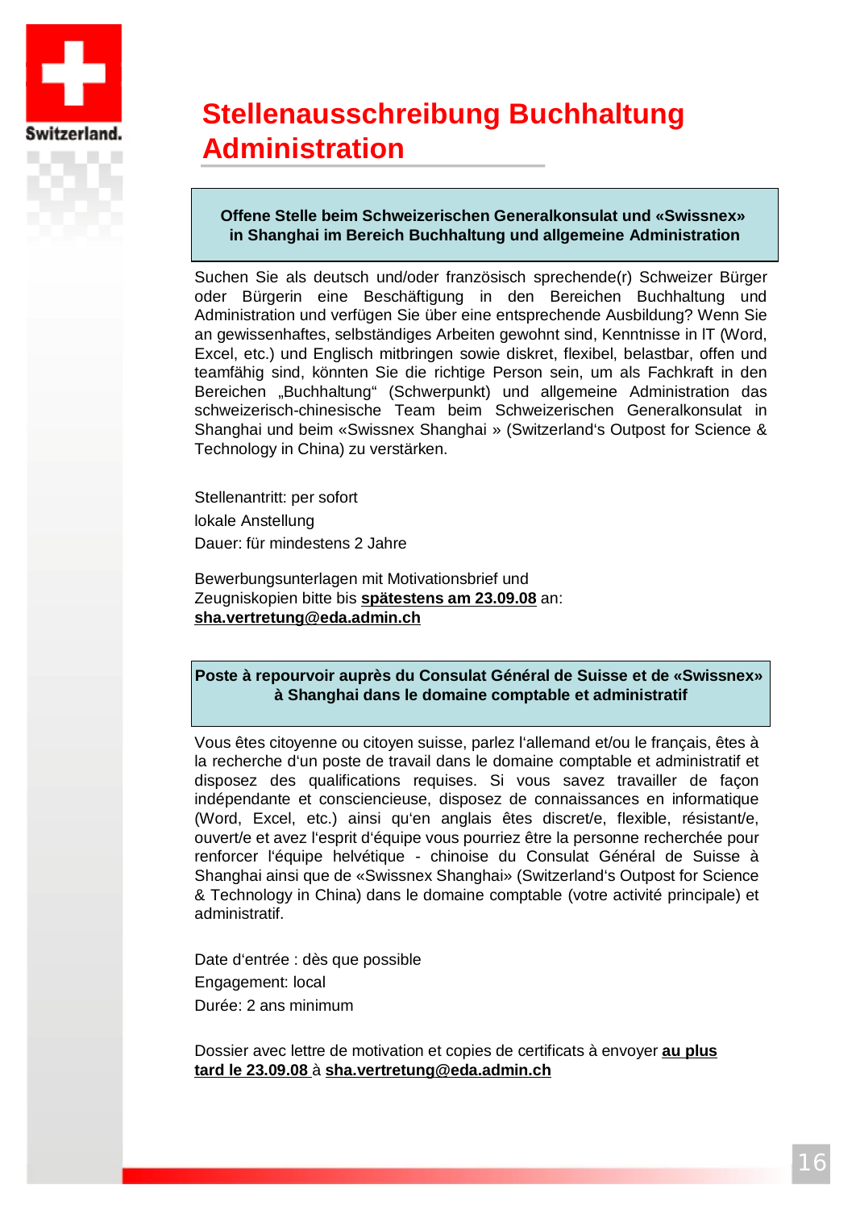Switzerland.

# Stellenausschreibung Buchhaltung Administration

**Offene Stelle beim Schweizerischen Generalkonsulat und «Swissnex» in Shanghai im Bereich Buchhaltung und allgemeine Administration**

Suchen Sie als deutsch und/oder französisch sprechende(r) Schweizer Bürger oder Bürgerin eine Beschäftigung in den Bereichen Buchhaltung und Administration und verfügen Sie über eine entsprechende Ausbildung? Wenn Sie an gewissenhaftes, selbständiges Arbeiten gewohnt sind, Kenntnisse in IT (Word, Excel, etc.) und Englisch mitbringen sowie diskret, flexibel, belastbar, offen und teamfähig sind, könnten Sie die richtige Person sein, um als Fachkraft in den Bereichen „Buchhaltung" (Schwerpunkt) und allgemeine Administration das schweizerisch-chinesische Team beim Schweizerischen Generalkonsulat in Shanghai und beim «Swissnex Shanghai » (Switzerland's Outpost for Science & Technology in China) zu verstärken.

Stellenantritt: per sofort

lokale Anstellung

Dauer: für mindestens 2 Jahre

Bewerbungsunterlagen mit Motivationsbrief und Zeugniskopien bitte bis **spätestens am 23.09.08** an:
**sha.vertretung@eda.admin.ch**

**Poste à repourvoir auprès du Consulat Général de Suisse et de «Swissnex» à Shanghai dans le domaine comptable et administratif**

Vous êtes citoyenne ou citoyen suisse, parlez l'allemand et/ou le français, êtes à la recherche d'un poste de travail dans le domaine comptable et administratif et disposez des qualifications requises. Si vous savez travailler de façon indépendante et consciencieuse, disposez de connaissances en informatique (Word, Excel, etc.) ainsi qu'en anglais êtes discret/e, flexible, résistant/e, ouvert/e et avez l'esprit d'équipe vous pourriez être la personne recherchée pour renforcer l'équipe helvétique - chinoise du Consulat Général de Suisse à Shanghai ainsi que de «Swissnex Shanghai» (Switzerland's Outpost for Science & Technology in China) dans le domaine comptable (votre activité principale) et administratif.

Date d'entrée : dès que possible

Engagement: local

Durée: 2 ans minimum

Dossier avec lettre de motivation et copies de certificats à envoyer **au plus tard le 23.09.08** à **sha.vertretung@eda.admin.ch**